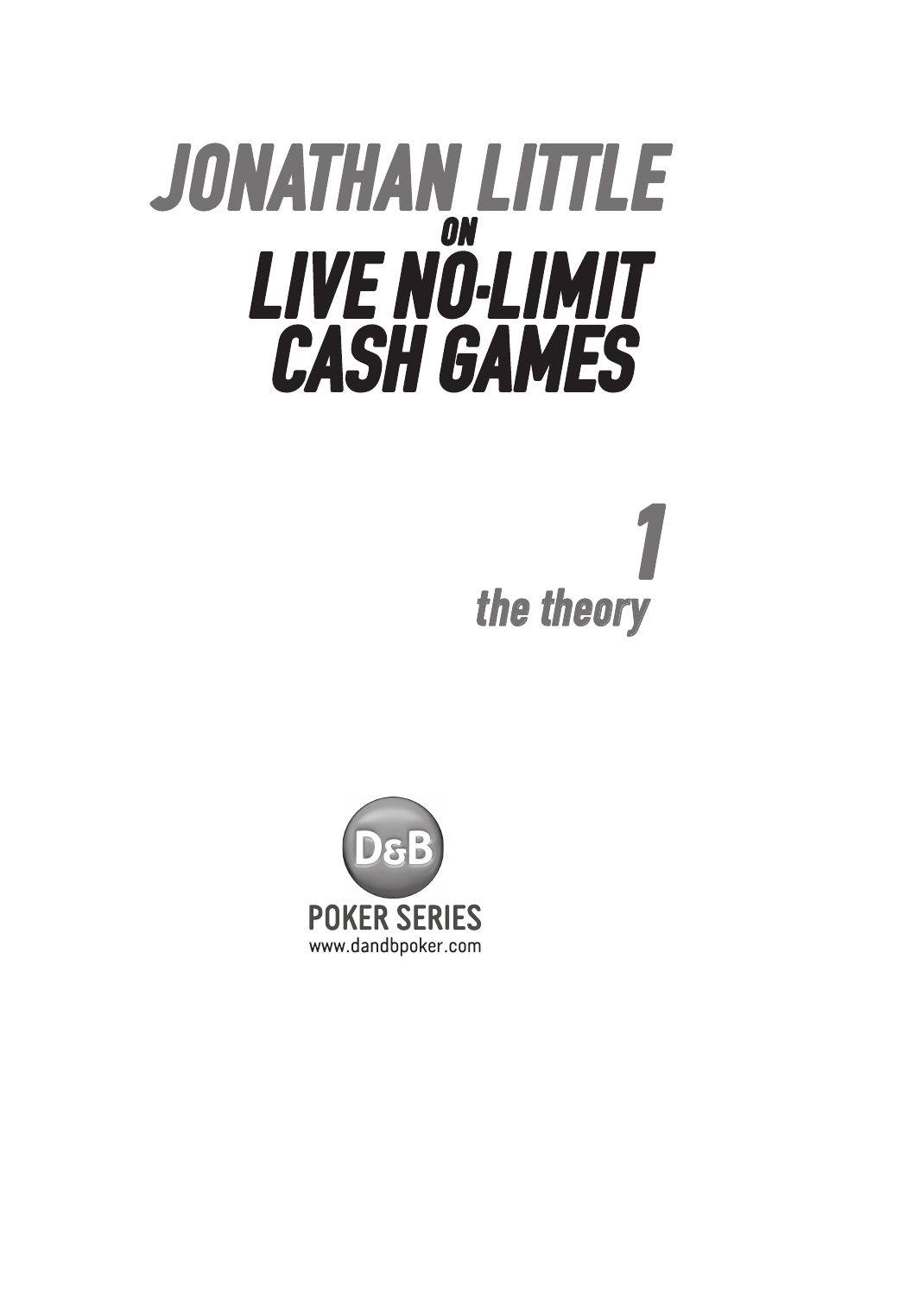# JONATHAN LITTLE ON LIVE NO-LIMIT CASH GAMES

## 1

### the theory

D&B

POKER SERIES

www.dandbpoker.com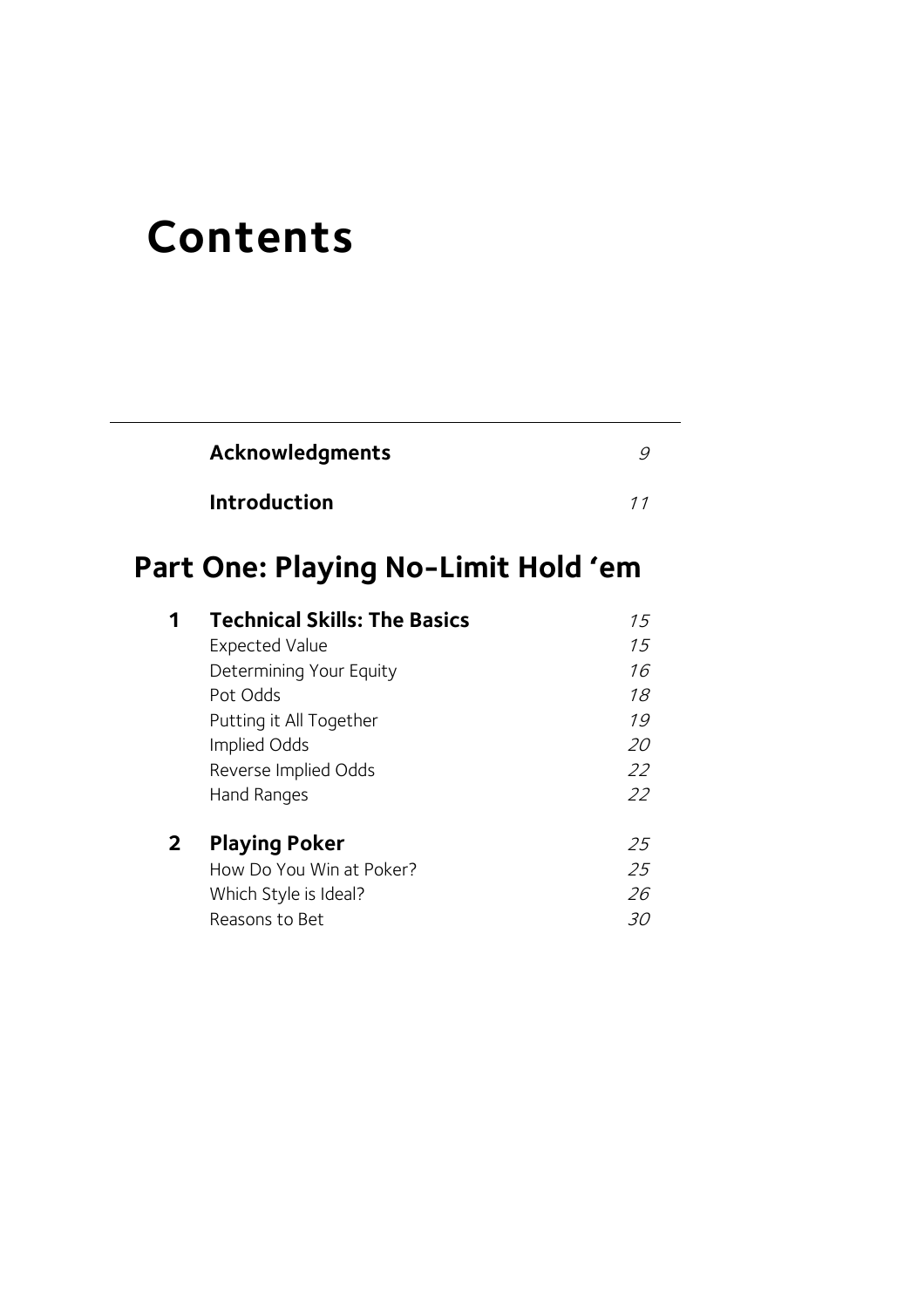# Contents

| | | |
|---|---|---|
| | **Acknowledgments** | *9* |
| | **Introduction** | *11* |

## Part One: Playing No-Limit Hold 'em

| | | |
|---|---|---|
| **1** | **Technical Skills: The Basics** | *15* |
| | Expected Value | *15* |
| | Determining Your Equity | *16* |
| | Pot Odds | *18* |
| | Putting it All Together | *19* |
| | Implied Odds | *20* |
| | Reverse Implied Odds | *22* |
| | Hand Ranges | *22* |
| **2** | **Playing Poker** | *25* |
| | How Do You Win at Poker? | *25* |
| | Which Style is Ideal? | *26* |
| | Reasons to Bet | *30* |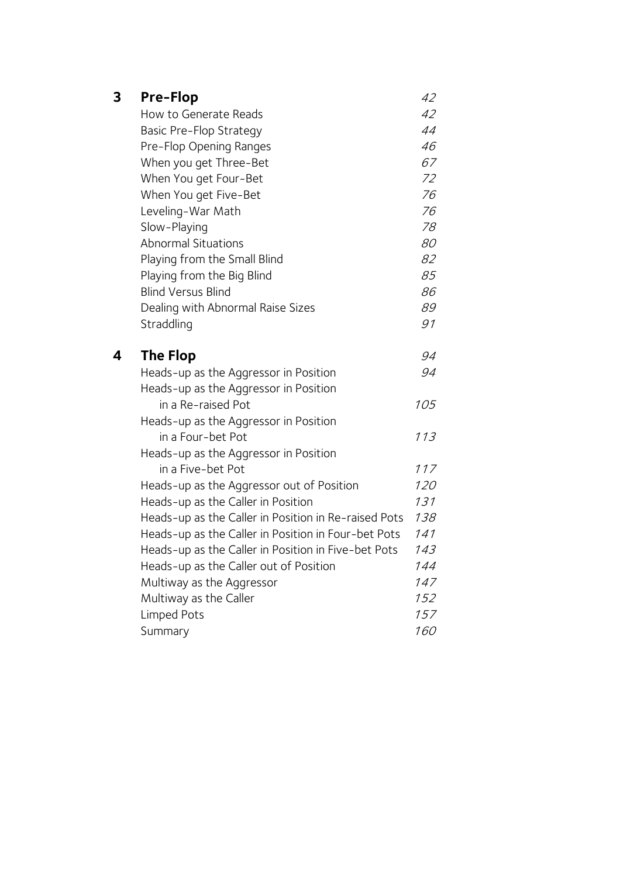| | | |
|---|---|---|
| **3** | **Pre-Flop** | *42* |
| | How to Generate Reads | *42* |
| | Basic Pre-Flop Strategy | *44* |
| | Pre-Flop Opening Ranges | *46* |
| | When you get Three-Bet | *67* |
| | When You get Four-Bet | *72* |
| | When You get Five-Bet | *76* |
| | Leveling-War Math | *76* |
| | Slow-Playing | *78* |
| | Abnormal Situations | *80* |
| | Playing from the Small Blind | *82* |
| | Playing from the Big Blind | *85* |
| | Blind Versus Blind | *86* |
| | Dealing with Abnormal Raise Sizes | *89* |
| | Straddling | *91* |
| **4** | **The Flop** | *94* |
| | Heads-up as the Aggressor in Position | *94* |
| | Heads-up as the Aggressor in Position in a Re-raised Pot | *105* |
| | Heads-up as the Aggressor in Position in a Four-bet Pot | *113* |
| | Heads-up as the Aggressor in Position in a Five-bet Pot | *117* |
| | Heads-up as the Aggressor out of Position | *120* |
| | Heads-up as the Caller in Position | *131* |
| | Heads-up as the Caller in Position in Re-raised Pots | *138* |
| | Heads-up as the Caller in Position in Four-bet Pots | *141* |
| | Heads-up as the Caller in Position in Five-bet Pots | *143* |
| | Heads-up as the Caller out of Position | *144* |
| | Multiway as the Aggressor | *147* |
| | Multiway as the Caller | *152* |
| | Limped Pots | *157* |
| | Summary | *160* |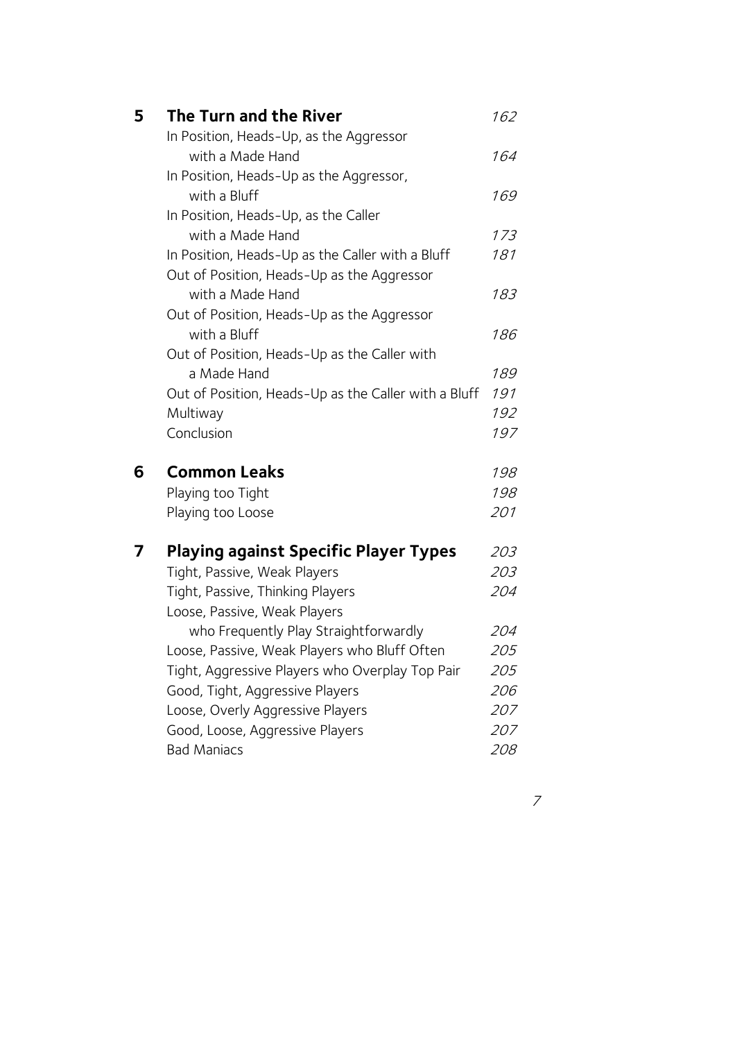| | | |
|---|---|---|
| **5** | **The Turn and the River** | *162* |
| | In Position, Heads-Up, as the Aggressor with a Made Hand | *164* |
| | In Position, Heads-Up as the Aggressor, with a Bluff | *169* |
| | In Position, Heads-Up, as the Caller with a Made Hand | *173* |
| | In Position, Heads-Up as the Caller with a Bluff | *181* |
| | Out of Position, Heads-Up as the Aggressor with a Made Hand | *183* |
| | Out of Position, Heads-Up as the Aggressor with a Bluff | *186* |
| | Out of Position, Heads-Up as the Caller with a Made Hand | *189* |
| | Out of Position, Heads-Up as the Caller with a Bluff | *191* |
| | Multiway | *192* |
| | Conclusion | *197* |
| **6** | **Common Leaks** | *198* |
| | Playing too Tight | *198* |
| | Playing too Loose | *201* |
| **7** | **Playing against Specific Player Types** | *203* |
| | Tight, Passive, Weak Players | *203* |
| | Tight, Passive, Thinking Players | *204* |
| | Loose, Passive, Weak Players who Frequently Play Straightforwardly | *204* |
| | Loose, Passive, Weak Players who Bluff Often | *205* |
| | Tight, Aggressive Players who Overplay Top Pair | *205* |
| | Good, Tight, Aggressive Players | *206* |
| | Loose, Overly Aggressive Players | *207* |
| | Good, Loose, Aggressive Players | *207* |
| | Bad Maniacs | *208* |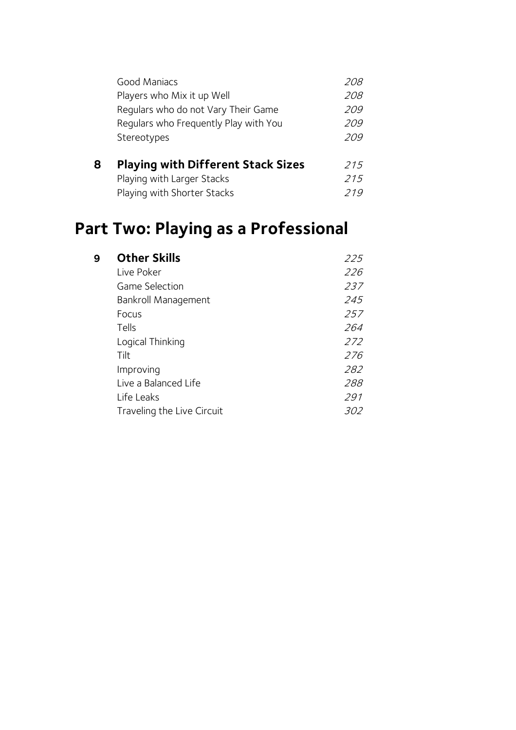| | | |
|---|---|---|
| | Good Maniacs | *208* |
| | Players who Mix it up Well | *208* |
| | Regulars who do not Vary Their Game | *209* |
| | Regulars who Frequently Play with You | *209* |
| | Stereotypes | *209* |
| **8** | **Playing with Different Stack Sizes** | *215* |
| | Playing with Larger Stacks | *215* |
| | Playing with Shorter Stacks | *219* |

# Part Two: Playing as a Professional

| | | |
|---|---|---|
| **9** | **Other Skills** | *225* |
| | Live Poker | *226* |
| | Game Selection | *237* |
| | Bankroll Management | *245* |
| | Focus | *257* |
| | Tells | *264* |
| | Logical Thinking | *272* |
| | Tilt | *276* |
| | Improving | *282* |
| | Live a Balanced Life | *288* |
| | Life Leaks | *291* |
| | Traveling the Live Circuit | *302* |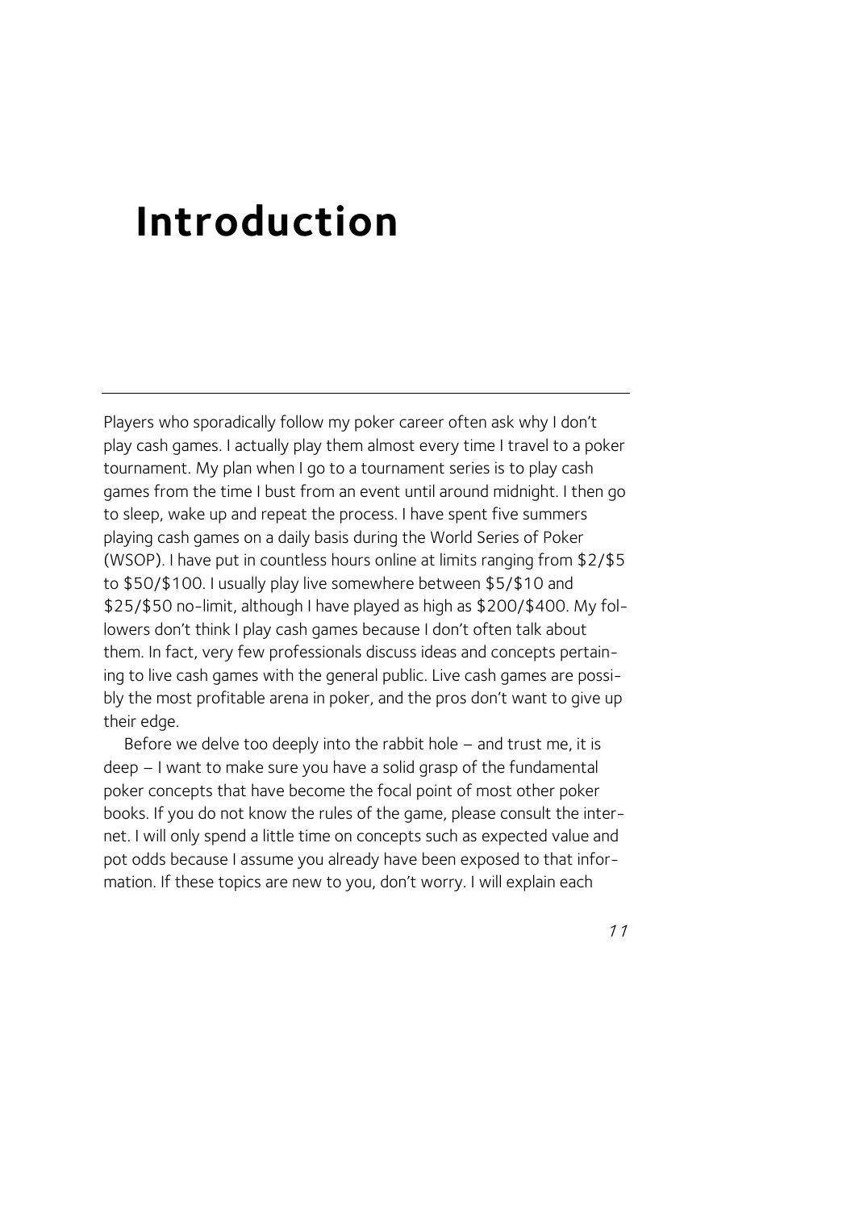# Introduction

Players who sporadically follow my poker career often ask why I don't play cash games. I actually play them almost every time I travel to a poker tournament. My plan when I go to a tournament series is to play cash games from the time I bust from an event until around midnight. I then go to sleep, wake up and repeat the process. I have spent five summers playing cash games on a daily basis during the World Series of Poker (WSOP). I have put in countless hours online at limits ranging from $2/$5 to $50/$100. I usually play live somewhere between $5/$10 and $25/$50 no-limit, although I have played as high as $200/$400. My followers don't think I play cash games because I don't often talk about them. In fact, very few professionals discuss ideas and concepts pertaining to live cash games with the general public. Live cash games are possibly the most profitable arena in poker, and the pros don't want to give up their edge.

Before we delve too deeply into the rabbit hole – and trust me, it is deep – I want to make sure you have a solid grasp of the fundamental poker concepts that have become the focal point of most other poker books. If you do not know the rules of the game, please consult the internet. I will only spend a little time on concepts such as expected value and pot odds because I assume you already have been exposed to that information. If these topics are new to you, don't worry. I will explain each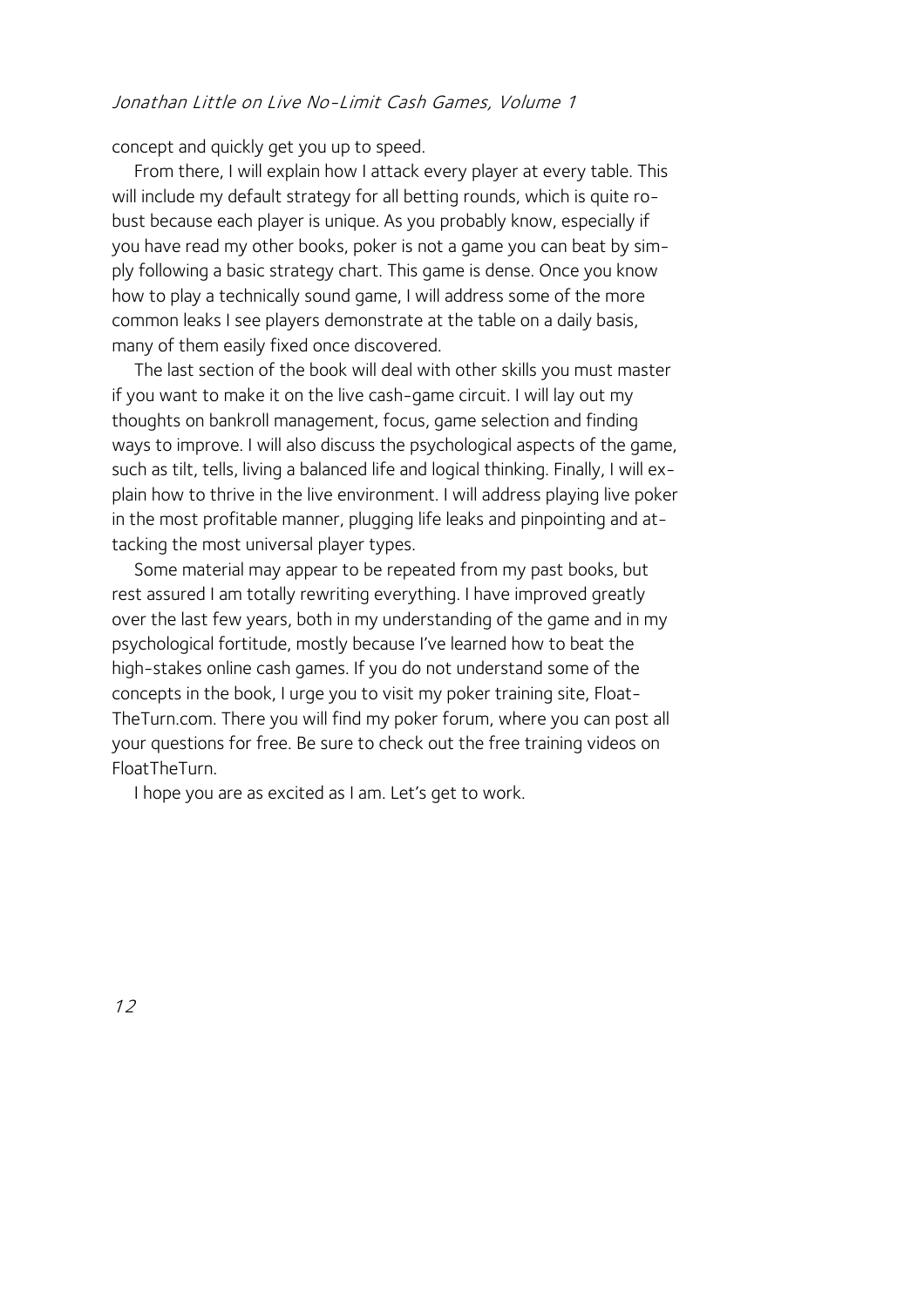concept and quickly get you up to speed.

From there, I will explain how I attack every player at every table. This will include my default strategy for all betting rounds, which is quite robust because each player is unique. As you probably know, especially if you have read my other books, poker is not a game you can beat by simply following a basic strategy chart. This game is dense. Once you know how to play a technically sound game, I will address some of the more common leaks I see players demonstrate at the table on a daily basis, many of them easily fixed once discovered.

The last section of the book will deal with other skills you must master if you want to make it on the live cash-game circuit. I will lay out my thoughts on bankroll management, focus, game selection and finding ways to improve. I will also discuss the psychological aspects of the game, such as tilt, tells, living a balanced life and logical thinking. Finally, I will explain how to thrive in the live environment. I will address playing live poker in the most profitable manner, plugging life leaks and pinpointing and attacking the most universal player types.

Some material may appear to be repeated from my past books, but rest assured I am totally rewriting everything. I have improved greatly over the last few years, both in my understanding of the game and in my psychological fortitude, mostly because I've learned how to beat the high-stakes online cash games. If you do not understand some of the concepts in the book, I urge you to visit my poker training site, FloatTheTurn.com. There you will find my poker forum, where you can post all your questions for free. Be sure to check out the free training videos on FloatTheTurn.

I hope you are as excited as I am. Let's get to work.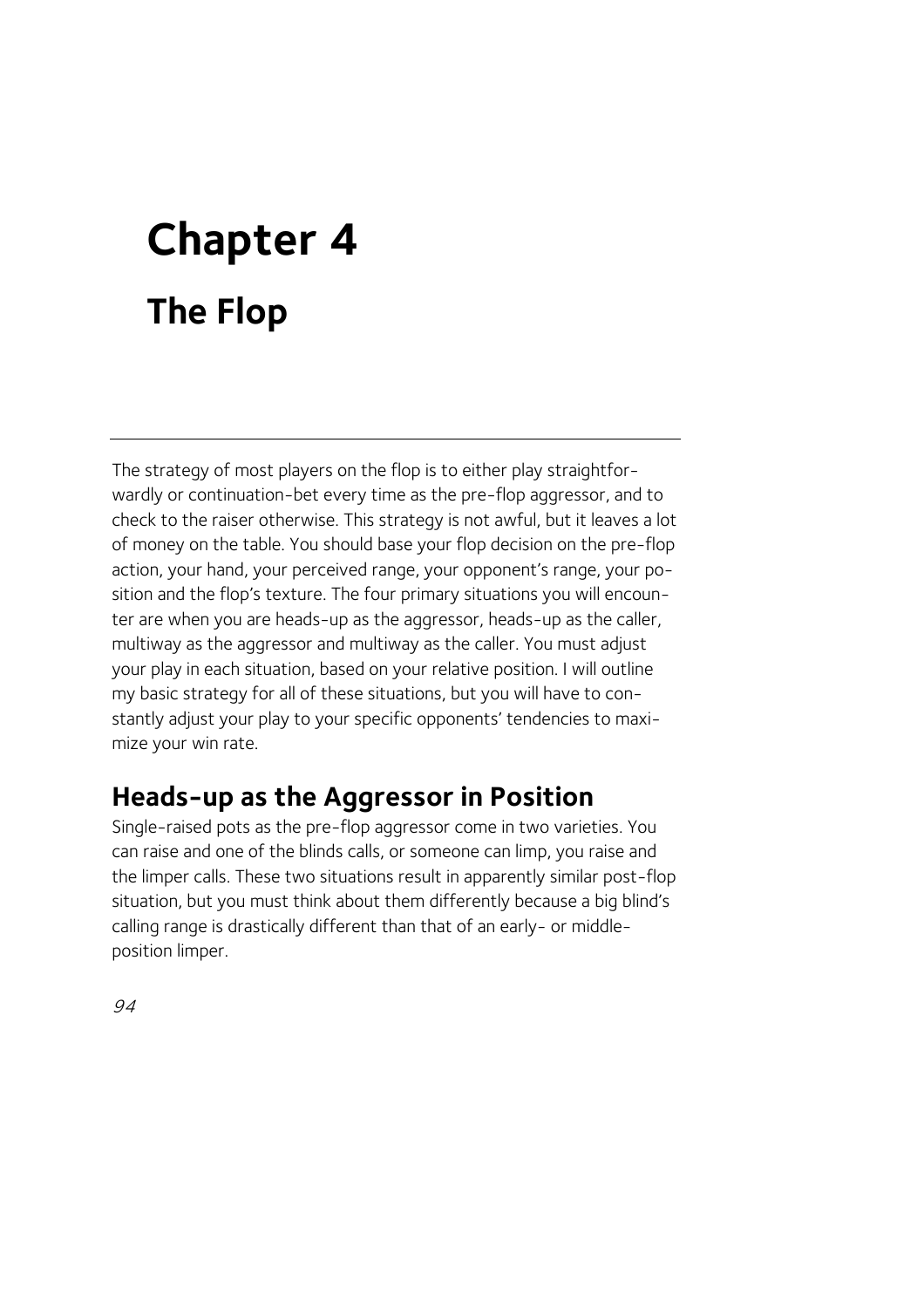# Chapter 4

## The Flop

The strategy of most players on the flop is to either play straightforwardly or continuation-bet every time as the pre-flop aggressor, and to check to the raiser otherwise. This strategy is not awful, but it leaves a lot of money on the table. You should base your flop decision on the pre-flop action, your hand, your perceived range, your opponent's range, your position and the flop's texture. The four primary situations you will encounter are when you are heads-up as the aggressor, heads-up as the caller, multiway as the aggressor and multiway as the caller. You must adjust your play in each situation, based on your relative position. I will outline my basic strategy for all of these situations, but you will have to constantly adjust your play to your specific opponents' tendencies to maximize your win rate.

## Heads-up as the Aggressor in Position

Single-raised pots as the pre-flop aggressor come in two varieties. You can raise and one of the blinds calls, or someone can limp, you raise and the limper calls. These two situations result in apparently similar post-flop situation, but you must think about them differently because a big blind's calling range is drastically different than that of an early- or middle-position limper.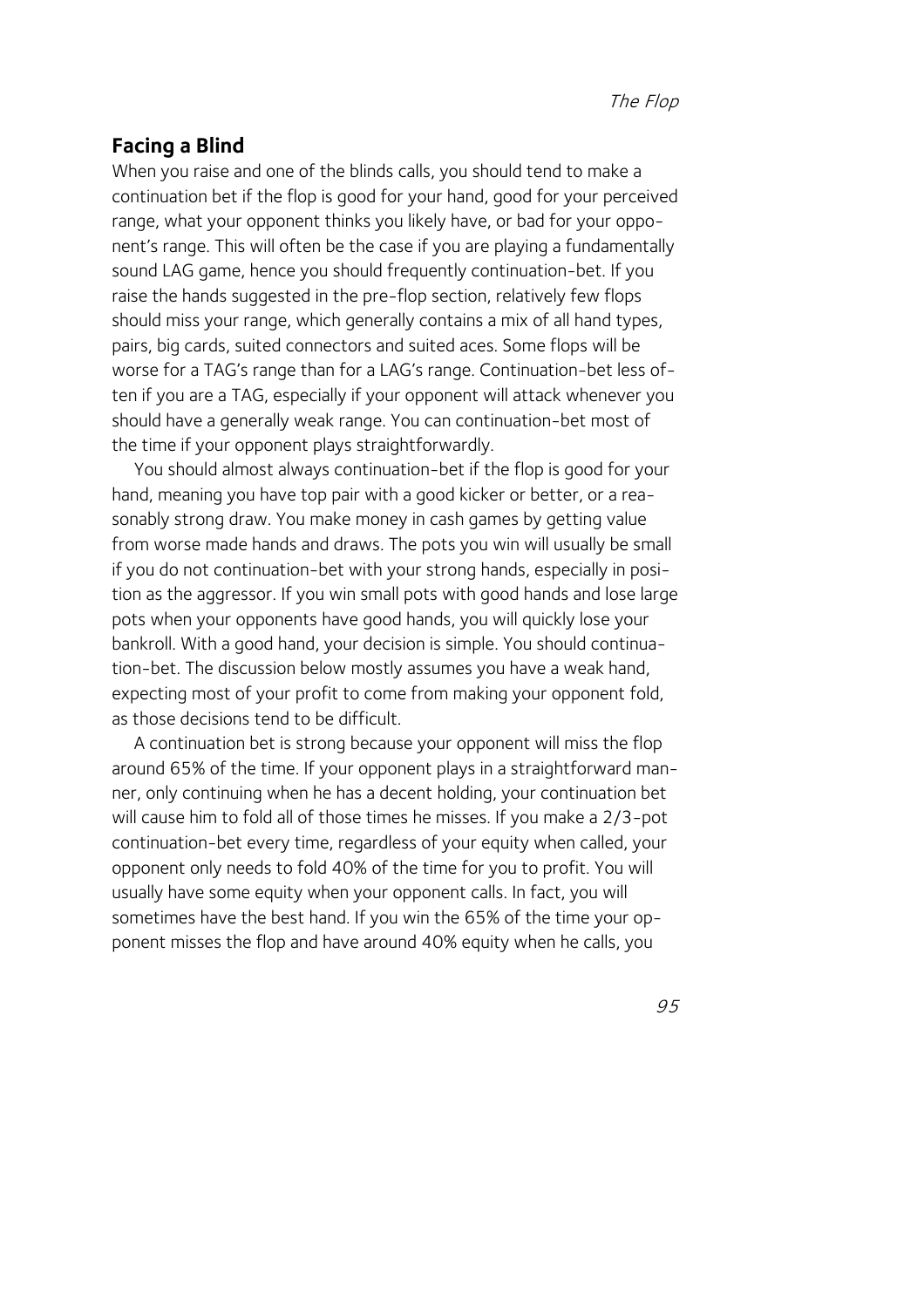## Facing a Blind

When you raise and one of the blinds calls, you should tend to make a continuation bet if the flop is good for your hand, good for your perceived range, what your opponent thinks you likely have, or bad for your opponent's range. This will often be the case if you are playing a fundamentally sound LAG game, hence you should frequently continuation-bet. If you raise the hands suggested in the pre-flop section, relatively few flops should miss your range, which generally contains a mix of all hand types, pairs, big cards, suited connectors and suited aces. Some flops will be worse for a TAG's range than for a LAG's range. Continuation-bet less often if you are a TAG, especially if your opponent will attack whenever you should have a generally weak range. You can continuation-bet most of the time if your opponent plays straightforwardly.

You should almost always continuation-bet if the flop is good for your hand, meaning you have top pair with a good kicker or better, or a reasonably strong draw. You make money in cash games by getting value from worse made hands and draws. The pots you win will usually be small if you do not continuation-bet with your strong hands, especially in position as the aggressor. If you win small pots with good hands and lose large pots when your opponents have good hands, you will quickly lose your bankroll. With a good hand, your decision is simple. You should continuation-bet. The discussion below mostly assumes you have a weak hand, expecting most of your profit to come from making your opponent fold, as those decisions tend to be difficult.

A continuation bet is strong because your opponent will miss the flop around 65% of the time. If your opponent plays in a straightforward manner, only continuing when he has a decent holding, your continuation bet will cause him to fold all of those times he misses. If you make a 2/3-pot continuation-bet every time, regardless of your equity when called, your opponent only needs to fold 40% of the time for you to profit. You will usually have some equity when your opponent calls. In fact, you will sometimes have the best hand. If you win the 65% of the time your opponent misses the flop and have around 40% equity when he calls, you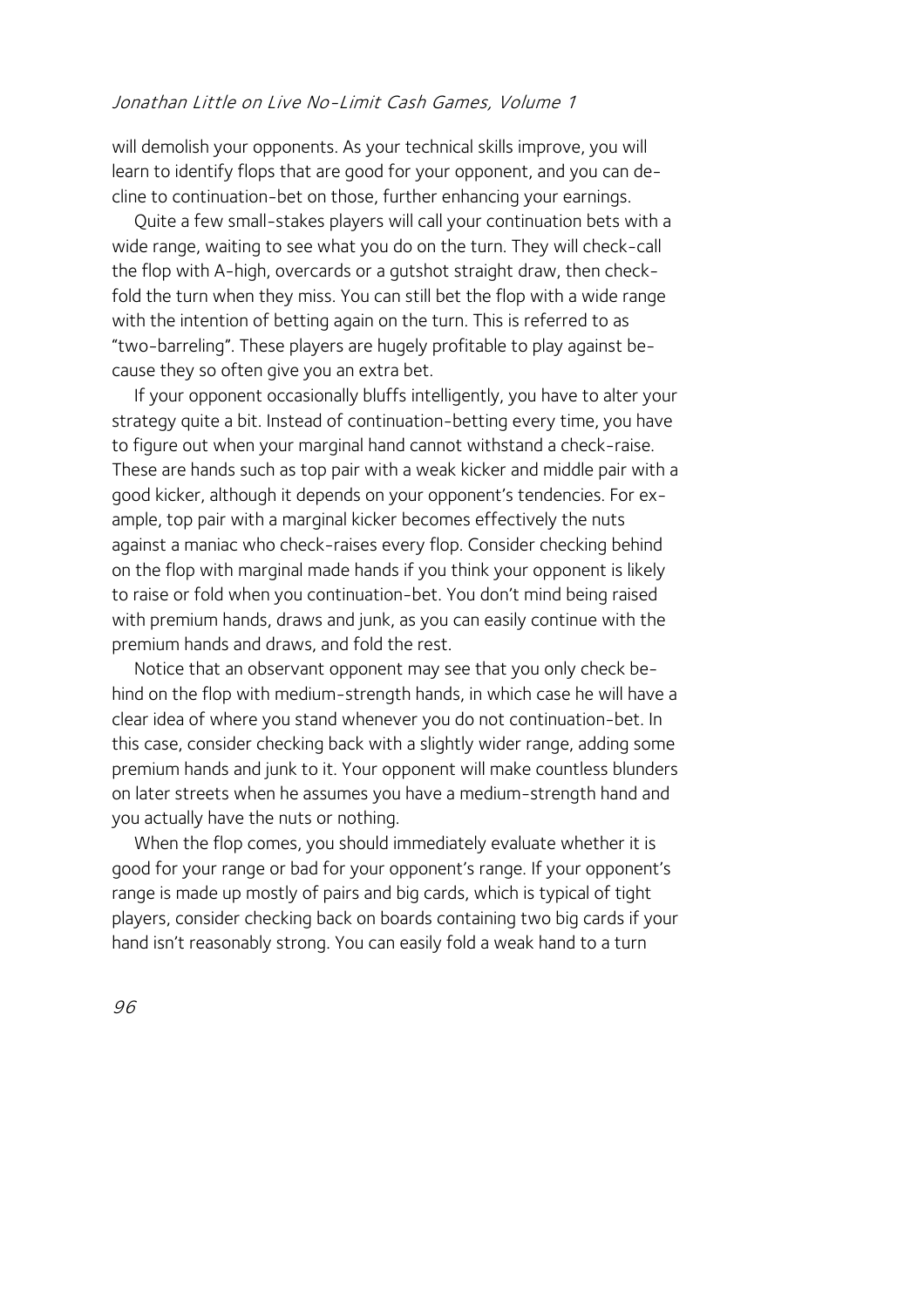will demolish your opponents. As your technical skills improve, you will learn to identify flops that are good for your opponent, and you can decline to continuation-bet on those, further enhancing your earnings.

Quite a few small-stakes players will call your continuation bets with a wide range, waiting to see what you do on the turn. They will check-call the flop with A-high, overcards or a gutshot straight draw, then check-fold the turn when they miss. You can still bet the flop with a wide range with the intention of betting again on the turn. This is referred to as "two-barreling". These players are hugely profitable to play against because they so often give you an extra bet.

If your opponent occasionally bluffs intelligently, you have to alter your strategy quite a bit. Instead of continuation-betting every time, you have to figure out when your marginal hand cannot withstand a check-raise. These are hands such as top pair with a weak kicker and middle pair with a good kicker, although it depends on your opponent's tendencies. For example, top pair with a marginal kicker becomes effectively the nuts against a maniac who check-raises every flop. Consider checking behind on the flop with marginal made hands if you think your opponent is likely to raise or fold when you continuation-bet. You don't mind being raised with premium hands, draws and junk, as you can easily continue with the premium hands and draws, and fold the rest.

Notice that an observant opponent may see that you only check behind on the flop with medium-strength hands, in which case he will have a clear idea of where you stand whenever you do not continuation-bet. In this case, consider checking back with a slightly wider range, adding some premium hands and junk to it. Your opponent will make countless blunders on later streets when he assumes you have a medium-strength hand and you actually have the nuts or nothing.

When the flop comes, you should immediately evaluate whether it is good for your range or bad for your opponent's range. If your opponent's range is made up mostly of pairs and big cards, which is typical of tight players, consider checking back on boards containing two big cards if your hand isn't reasonably strong. You can easily fold a weak hand to a turn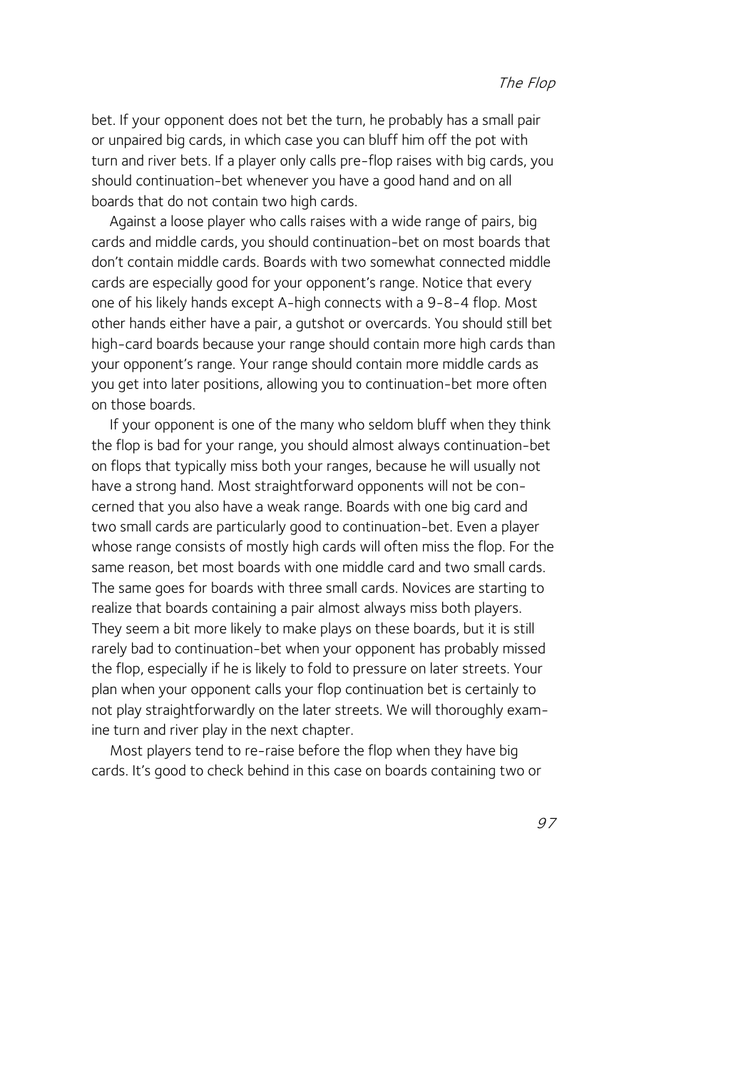bet. If your opponent does not bet the turn, he probably has a small pair or unpaired big cards, in which case you can bluff him off the pot with turn and river bets. If a player only calls pre-flop raises with big cards, you should continuation-bet whenever you have a good hand and on all boards that do not contain two high cards.

Against a loose player who calls raises with a wide range of pairs, big cards and middle cards, you should continuation-bet on most boards that don't contain middle cards. Boards with two somewhat connected middle cards are especially good for your opponent's range. Notice that every one of his likely hands except A-high connects with a 9-8-4 flop. Most other hands either have a pair, a gutshot or overcards. You should still bet high-card boards because your range should contain more high cards than your opponent's range. Your range should contain more middle cards as you get into later positions, allowing you to continuation-bet more often on those boards.

If your opponent is one of the many who seldom bluff when they think the flop is bad for your range, you should almost always continuation-bet on flops that typically miss both your ranges, because he will usually not have a strong hand. Most straightforward opponents will not be concerned that you also have a weak range. Boards with one big card and two small cards are particularly good to continuation-bet. Even a player whose range consists of mostly high cards will often miss the flop. For the same reason, bet most boards with one middle card and two small cards. The same goes for boards with three small cards. Novices are starting to realize that boards containing a pair almost always miss both players. They seem a bit more likely to make plays on these boards, but it is still rarely bad to continuation-bet when your opponent has probably missed the flop, especially if he is likely to fold to pressure on later streets. Your plan when your opponent calls your flop continuation bet is certainly to not play straightforwardly on the later streets. We will thoroughly examine turn and river play in the next chapter.

Most players tend to re-raise before the flop when they have big cards. It's good to check behind in this case on boards containing two or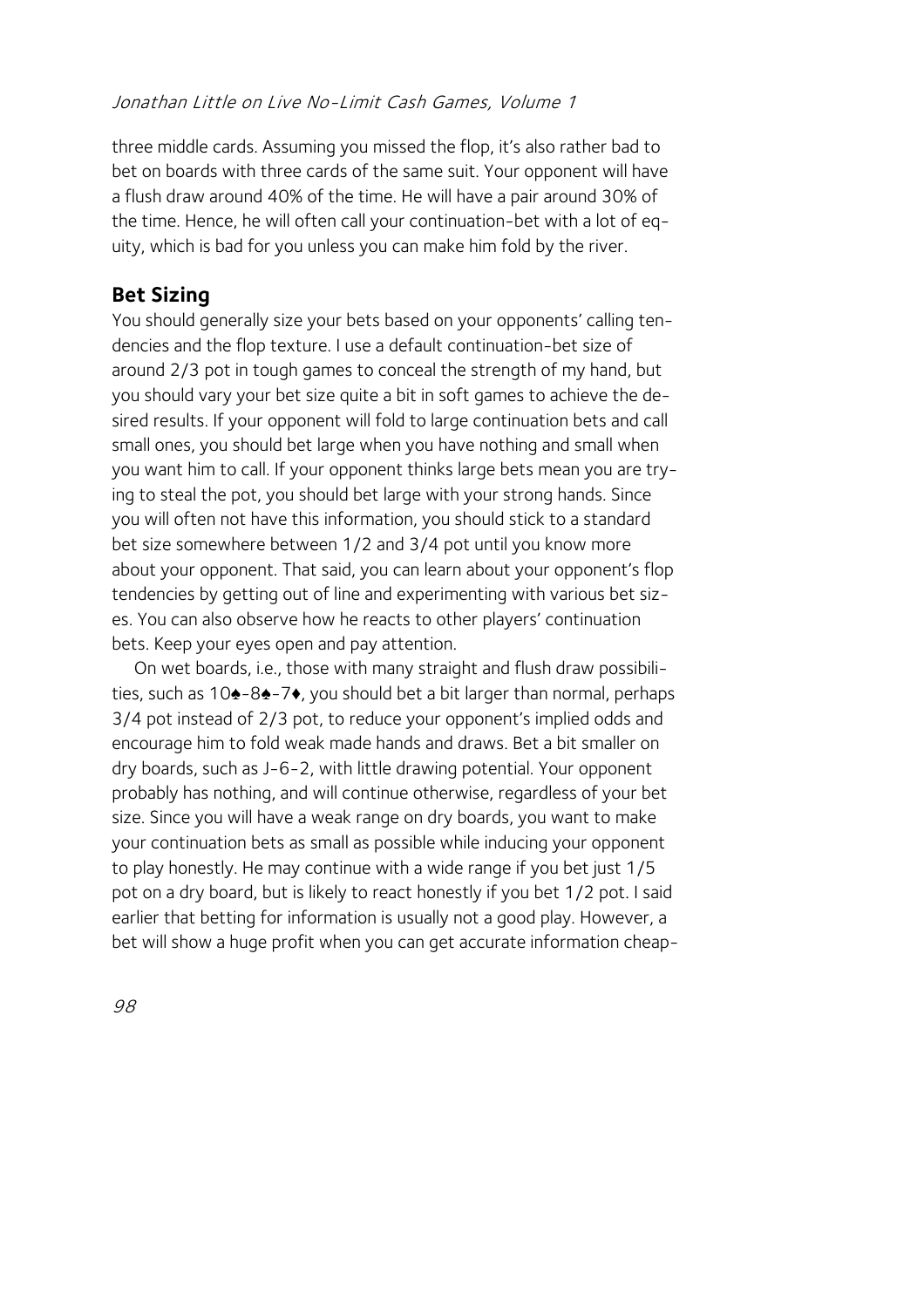three middle cards. Assuming you missed the flop, it's also rather bad to bet on boards with three cards of the same suit. Your opponent will have a flush draw around 40% of the time. He will have a pair around 30% of the time. Hence, he will often call your continuation-bet with a lot of equity, which is bad for you unless you can make him fold by the river.

## Bet Sizing

You should generally size your bets based on your opponents' calling tendencies and the flop texture. I use a default continuation-bet size of around 2/3 pot in tough games to conceal the strength of my hand, but you should vary your bet size quite a bit in soft games to achieve the desired results. If your opponent will fold to large continuation bets and call small ones, you should bet large when you have nothing and small when you want him to call. If your opponent thinks large bets mean you are trying to steal the pot, you should bet large with your strong hands. Since you will often not have this information, you should stick to a standard bet size somewhere between 1/2 and 3/4 pot until you know more about your opponent. That said, you can learn about your opponent's flop tendencies by getting out of line and experimenting with various bet sizes. You can also observe how he reacts to other players' continuation bets. Keep your eyes open and pay attention.

On wet boards, i.e., those with many straight and flush draw possibilities, such as 10♠-8♠-7♦, you should bet a bit larger than normal, perhaps 3/4 pot instead of 2/3 pot, to reduce your opponent's implied odds and encourage him to fold weak made hands and draws. Bet a bit smaller on dry boards, such as J-6-2, with little drawing potential. Your opponent probably has nothing, and will continue otherwise, regardless of your bet size. Since you will have a weak range on dry boards, you want to make your continuation bets as small as possible while inducing your opponent to play honestly. He may continue with a wide range if you bet just 1/5 pot on a dry board, but is likely to react honestly if you bet 1/2 pot. I said earlier that betting for information is usually not a good play. However, a bet will show a huge profit when you can get accurate information cheap-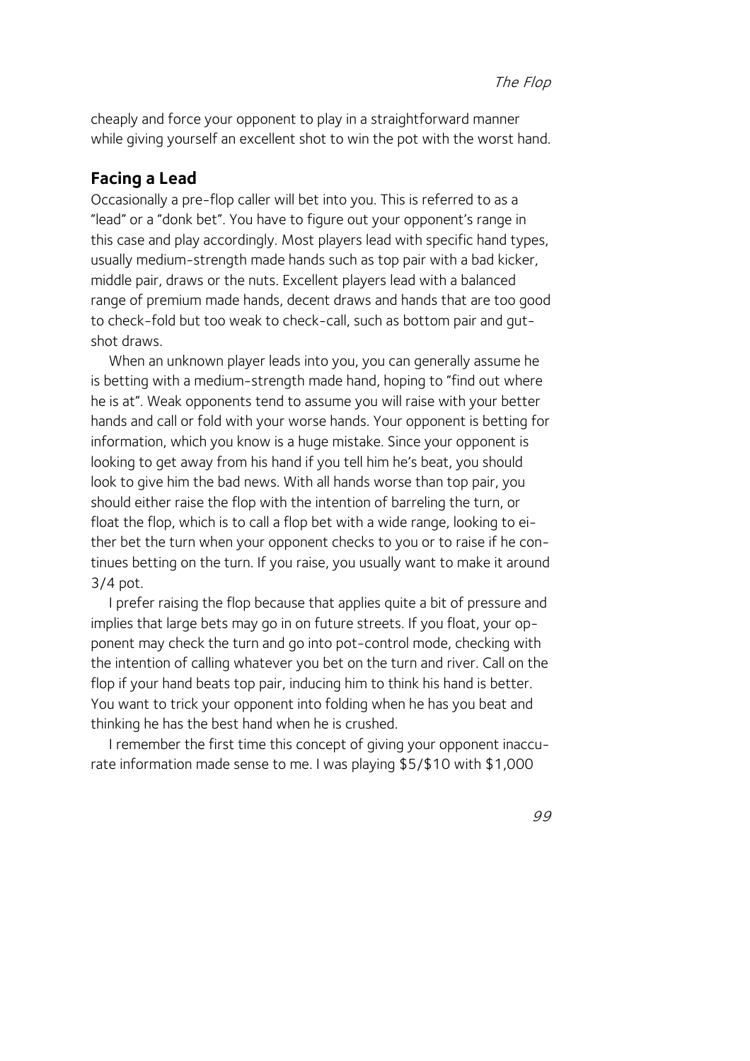cheaply and force your opponent to play in a straightforward manner while giving yourself an excellent shot to win the pot with the worst hand.

## Facing a Lead

Occasionally a pre-flop caller will bet into you. This is referred to as a "lead" or a "donk bet". You have to figure out your opponent's range in this case and play accordingly. Most players lead with specific hand types, usually medium-strength made hands such as top pair with a bad kicker, middle pair, draws or the nuts. Excellent players lead with a balanced range of premium made hands, decent draws and hands that are too good to check-fold but too weak to check-call, such as bottom pair and gutshot draws.

When an unknown player leads into you, you can generally assume he is betting with a medium-strength made hand, hoping to "find out where he is at". Weak opponents tend to assume you will raise with your better hands and call or fold with your worse hands. Your opponent is betting for information, which you know is a huge mistake. Since your opponent is looking to get away from his hand if you tell him he's beat, you should look to give him the bad news. With all hands worse than top pair, you should either raise the flop with the intention of barreling the turn, or float the flop, which is to call a flop bet with a wide range, looking to either bet the turn when your opponent checks to you or to raise if he continues betting on the turn. If you raise, you usually want to make it around 3/4 pot.

I prefer raising the flop because that applies quite a bit of pressure and implies that large bets may go in on future streets. If you float, your opponent may check the turn and go into pot-control mode, checking with the intention of calling whatever you bet on the turn and river. Call on the flop if your hand beats top pair, inducing him to think his hand is better. You want to trick your opponent into folding when he has you beat and thinking he has the best hand when he is crushed.

I remember the first time this concept of giving your opponent inaccurate information made sense to me. I was playing $5/$10 with $1,000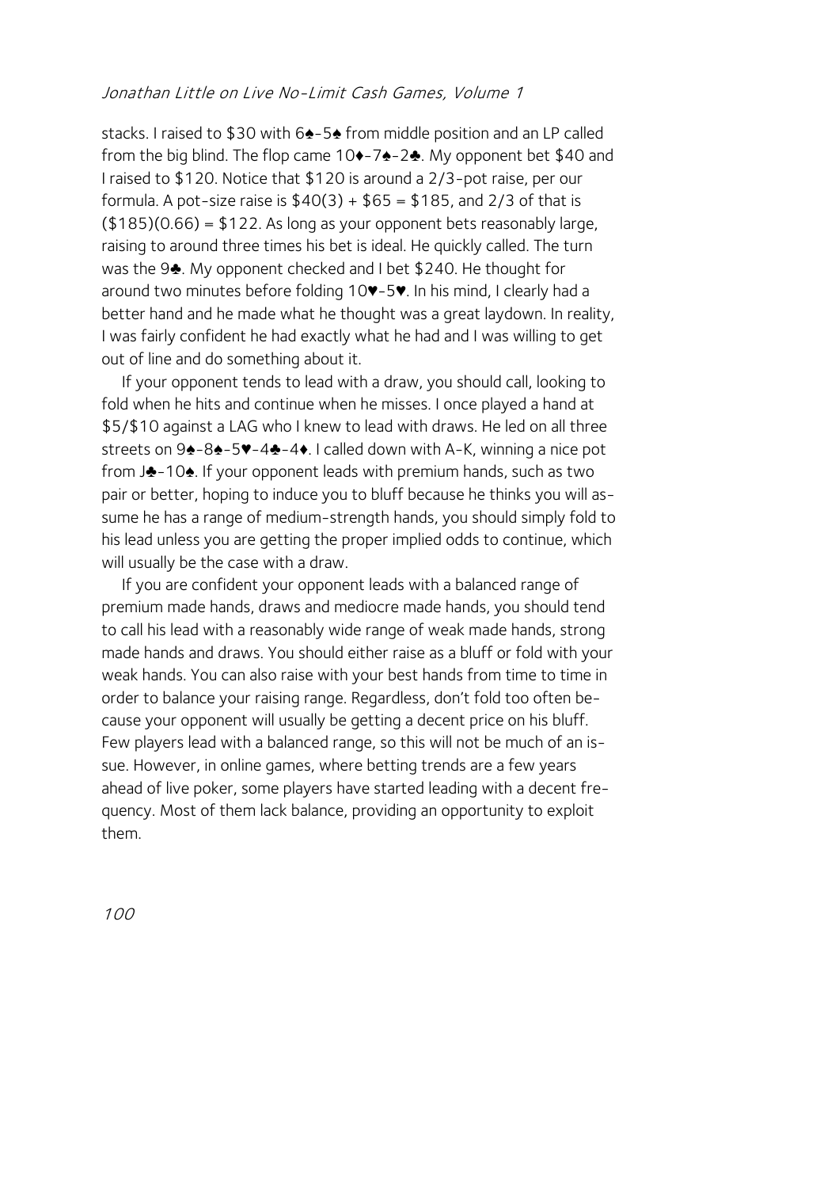stacks. I raised to $30 with 6♠-5♠ from middle position and an LP called from the big blind. The flop came 10♦-7♠-2♣. My opponent bet $40 and I raised to $120. Notice that $120 is around a 2/3-pot raise, per our formula. A pot-size raise is $40(3) + $65 = $185, and 2/3 of that is ($185)(0.66) = $122. As long as your opponent bets reasonably large, raising to around three times his bet is ideal. He quickly called. The turn was the 9♣. My opponent checked and I bet $240. He thought for around two minutes before folding 10♥-5♥. In his mind, I clearly had a better hand and he made what he thought was a great laydown. In reality, I was fairly confident he had exactly what he had and I was willing to get out of line and do something about it.

If your opponent tends to lead with a draw, you should call, looking to fold when he hits and continue when he misses. I once played a hand at $5/$10 against a LAG who I knew to lead with draws. He led on all three streets on 9♠-8♠-5♥-4♣-4♦. I called down with A-K, winning a nice pot from J♣-10♠. If your opponent leads with premium hands, such as two pair or better, hoping to induce you to bluff because he thinks you will assume he has a range of medium-strength hands, you should simply fold to his lead unless you are getting the proper implied odds to continue, which will usually be the case with a draw.

If you are confident your opponent leads with a balanced range of premium made hands, draws and mediocre made hands, you should tend to call his lead with a reasonably wide range of weak made hands, strong made hands and draws. You should either raise as a bluff or fold with your weak hands. You can also raise with your best hands from time to time in order to balance your raising range. Regardless, don't fold too often because your opponent will usually be getting a decent price on his bluff. Few players lead with a balanced range, so this will not be much of an issue. However, in online games, where betting trends are a few years ahead of live poker, some players have started leading with a decent frequency. Most of them lack balance, providing an opportunity to exploit them.